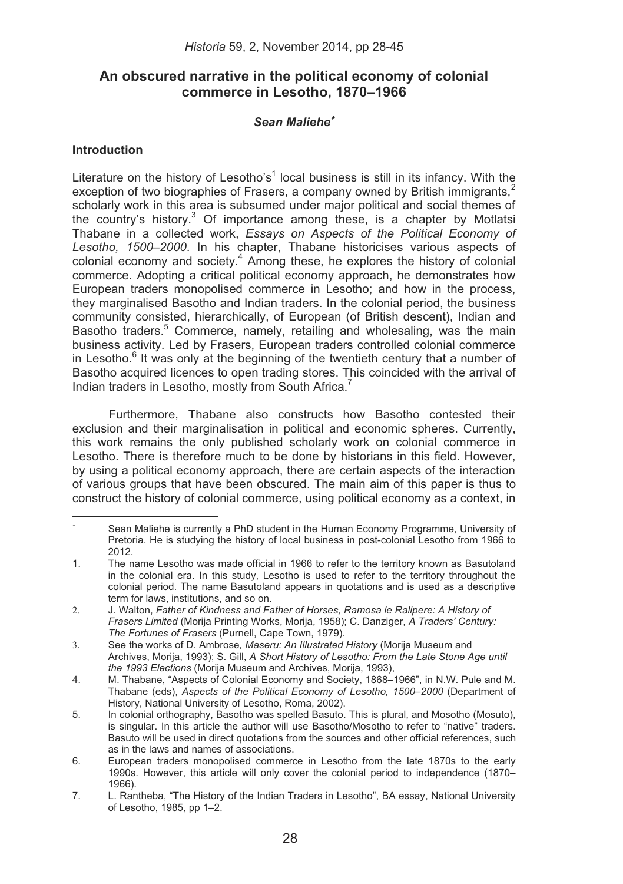# An obscured narrative in the political economy of colonial commerce in Lesotho, 1870–1966

***Sean Maliehe****

## Introduction

Literature on the history of Lesotho's[1] local business is still in its infancy. With the exception of two biographies of Frasers, a company owned by British immigrants,[2] scholarly work in this area is subsumed under major political and social themes of the country's history.[3] Of importance among these, is a chapter by Motlatsi Thabane in a collected work, *Essays on Aspects of the Political Economy of Lesotho, 1500–2000*. In his chapter, Thabane historicises various aspects of colonial economy and society.[4] Among these, he explores the history of colonial commerce. Adopting a critical political economy approach, he demonstrates how European traders monopolised commerce in Lesotho; and how in the process, they marginalised Basotho and Indian traders. In the colonial period, the business community consisted, hierarchically, of European (of British descent), Indian and Basotho traders.[5] Commerce, namely, retailing and wholesaling, was the main business activity. Led by Frasers, European traders controlled colonial commerce in Lesotho.[6] It was only at the beginning of the twentieth century that a number of Basotho acquired licences to open trading stores. This coincided with the arrival of Indian traders in Lesotho, mostly from South Africa.[7]

Furthermore, Thabane also constructs how Basotho contested their exclusion and their marginalisation in political and economic spheres. Currently, this work remains the only published scholarly work on colonial commerce in Lesotho. There is therefore much to be done by historians in this field. However, by using a political economy approach, there are certain aspects of the interaction of various groups that have been obscured. The main aim of this paper is thus to construct the history of colonial commerce, using political economy as a context, in

---

\* Sean Maliehe is currently a PhD student in the Human Economy Programme, University of Pretoria. He is studying the history of local business in post-colonial Lesotho from 1966 to 2012.

1. The name Lesotho was made official in 1966 to refer to the territory known as Basutoland in the colonial era. In this study, Lesotho is used to refer to the territory throughout the colonial period. The name Basutoland appears in quotations and is used as a descriptive term for laws, institutions, and so on.
2. J. Walton, *Father of Kindness and Father of Horses, Ramosa le Ralipere: A History of Frasers Limited* (Morija Printing Works, Morija, 1958); C. Danziger, *A Traders' Century: The Fortunes of Frasers* (Purnell, Cape Town, 1979).
3. See the works of D. Ambrose*, Maseru: An Illustrated History* (Morija Museum and Archives, Morija, 1993); S. Gill, *A Short History of Lesotho: From the Late Stone Age until the 1993 Elections* (Morija Museum and Archives, Morija, 1993),
4. M. Thabane, "Aspects of Colonial Economy and Society, 1868–1966", in N.W. Pule and M. Thabane (eds), *Aspects of the Political Economy of Lesotho, 1500–2000* (Department of History, National University of Lesotho, Roma, 2002).
5. In colonial orthography, Basotho was spelled Basuto. This is plural, and Mosotho (Mosuto), is singular. In this article the author will use Basotho/Mosotho to refer to "native" traders. Basuto will be used in direct quotations from the sources and other official references, such as in the laws and names of associations.
6. European traders monopolised commerce in Lesotho from the late 1870s to the early 1990s. However, this article will only cover the colonial period to independence (1870–1966).
7. L. Rantheba, "The History of the Indian Traders in Lesotho", BA essay, National University of Lesotho, 1985, pp 1–2.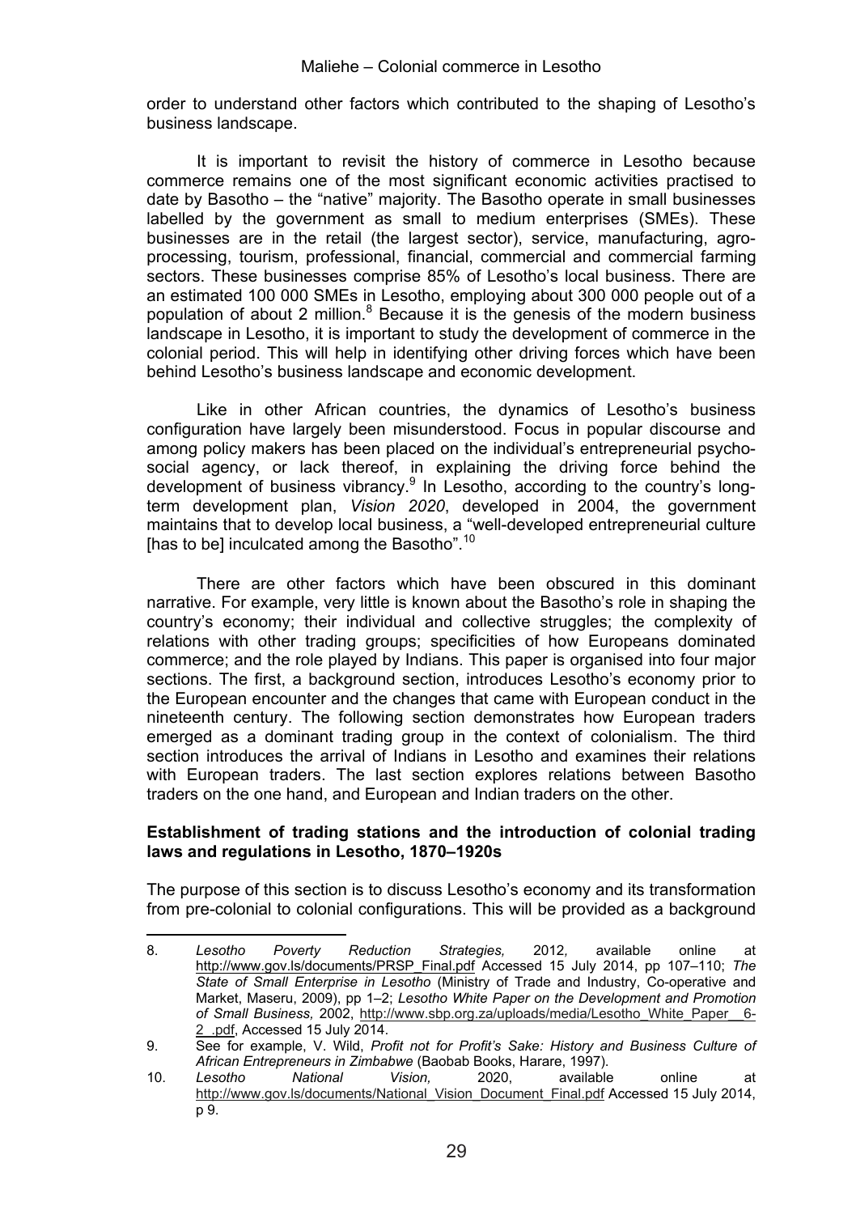order to understand other factors which contributed to the shaping of Lesotho's business landscape.

It is important to revisit the history of commerce in Lesotho because commerce remains one of the most significant economic activities practised to date by Basotho – the "native" majority. The Basotho operate in small businesses labelled by the government as small to medium enterprises (SMEs). These businesses are in the retail (the largest sector), service, manufacturing, agro-processing, tourism, professional, financial, commercial and commercial farming sectors. These businesses comprise 85% of Lesotho's local business. There are an estimated 100 000 SMEs in Lesotho, employing about 300 000 people out of a population of about 2 million.[8] Because it is the genesis of the modern business landscape in Lesotho, it is important to study the development of commerce in the colonial period. This will help in identifying other driving forces which have been behind Lesotho's business landscape and economic development.

Like in other African countries, the dynamics of Lesotho's business configuration have largely been misunderstood. Focus in popular discourse and among policy makers has been placed on the individual's entrepreneurial psycho-social agency, or lack thereof, in explaining the driving force behind the development of business vibrancy.[9] In Lesotho, according to the country's long-term development plan, *Vision 2020*, developed in 2004, the government maintains that to develop local business, a "well-developed entrepreneurial culture [has to be] inculcated among the Basotho".[10]

There are other factors which have been obscured in this dominant narrative. For example, very little is known about the Basotho's role in shaping the country's economy; their individual and collective struggles; the complexity of relations with other trading groups; specificities of how Europeans dominated commerce; and the role played by Indians. This paper is organised into four major sections. The first, a background section, introduces Lesotho's economy prior to the European encounter and the changes that came with European conduct in the nineteenth century. The following section demonstrates how European traders emerged as a dominant trading group in the context of colonialism. The third section introduces the arrival of Indians in Lesotho and examines their relations with European traders. The last section explores relations between Basotho traders on the one hand, and European and Indian traders on the other.

## Establishment of trading stations and the introduction of colonial trading laws and regulations in Lesotho, 1870–1920s

The purpose of this section is to discuss Lesotho's economy and its transformation from pre-colonial to colonial configurations. This will be provided as a background

---

8. *Lesotho Poverty Reduction Strategies,* 2012*,* available online at http://www.gov.ls/documents/PRSP_Final.pdf Accessed 15 July 2014, pp 107–110; *The State of Small Enterprise in Lesotho* (Ministry of Trade and Industry, Co-operative and Market, Maseru, 2009), pp 1–2; *Lesotho White Paper on the Development and Promotion of Small Business,* 2002, http://www.sbp.org.za/uploads/media/Lesotho_White_Paper__6-2_.pdf, Accessed 15 July 2014.
9. See for example, V. Wild, *Profit not for Profit's Sake: History and Business Culture of African Entrepreneurs in Zimbabwe* (Baobab Books, Harare, 1997).
10. *Lesotho National Vision,* 2020, available online at http://www.gov.ls/documents/National_Vision_Document_Final.pdf Accessed 15 July 2014, p 9.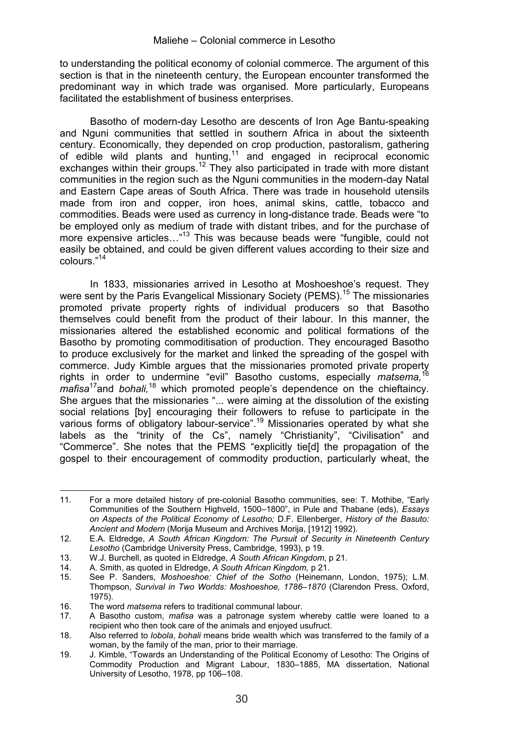to understanding the political economy of colonial commerce. The argument of this section is that in the nineteenth century, the European encounter transformed the predominant way in which trade was organised. More particularly, Europeans facilitated the establishment of business enterprises.

Basotho of modern-day Lesotho are descents of Iron Age Bantu-speaking and Nguni communities that settled in southern Africa in about the sixteenth century. Economically, they depended on crop production, pastoralism, gathering of edible wild plants and hunting,[11] and engaged in reciprocal economic exchanges within their groups.[12] They also participated in trade with more distant communities in the region such as the Nguni communities in the modern-day Natal and Eastern Cape areas of South Africa. There was trade in household utensils made from iron and copper, iron hoes, animal skins, cattle, tobacco and commodities. Beads were used as currency in long-distance trade. Beads were "to be employed only as medium of trade with distant tribes, and for the purchase of more expensive articles…"[13] This was because beads were "fungible, could not easily be obtained, and could be given different values according to their size and colours."[14]

In 1833, missionaries arrived in Lesotho at Moshoeshoe's request. They were sent by the Paris Evangelical Missionary Society (PEMS).[15] The missionaries promoted private property rights of individual producers so that Basotho themselves could benefit from the product of their labour. In this manner, the missionaries altered the established economic and political formations of the Basotho by promoting commoditisation of production. They encouraged Basotho to produce exclusively for the market and linked the spreading of the gospel with commerce. Judy Kimble argues that the missionaries promoted private property rights in order to undermine "evil" Basotho customs, especially *matsema,*[16] *mafisa*[17] and *bohali,*[18] which promoted people's dependence on the chieftaincy. She argues that the missionaries "... were aiming at the dissolution of the existing social relations [by] encouraging their followers to refuse to participate in the various forms of obligatory labour-service".[19] Missionaries operated by what she labels as the "trinity of the Cs", namely "Christianity", "Civilisation" and "Commerce". She notes that the PEMS "explicitly tie[d] the propagation of the gospel to their encouragement of commodity production, particularly wheat, the

---

11. For a more detailed history of pre-colonial Basotho communities, see: T. Mothibe, "Early Communities of the Southern Highveld, 1500–1800", in Pule and Thabane (eds), *Essays on Aspects of the Political Economy of Lesotho;* D.F. Ellenberger, *History of the Basuto: Ancient and Modern* (Morija Museum and Archives Morija, [1912] 1992).
12. E.A. Eldredge, *A South African Kingdom: The Pursuit of Security in Nineteenth Century Lesotho* (Cambridge University Press, Cambridge, 1993), p 19.
13. W.J. Burchell, as quoted in Eldredge, *A South African Kingdom*, p 21.
14. A. Smith, as quoted in Eldredge, *A South African Kingdom,* p 21.
15. See P. Sanders, *Moshoeshoe: Chief of the Sotho* (Heinemann, London, 1975); L.M. Thompson, *Survival in Two Worlds: Moshoeshoe, 1786–1870* (Clarendon Press, Oxford, 1975).
16. The word *matsema* refers to traditional communal labour.
17. A Basotho custom, *mafisa* was a patronage system whereby cattle were loaned to a recipient who then took care of the animals and enjoyed usufruct.
18. Also referred to *lobola*, *bohali* means bride wealth which was transferred to the family of a woman, by the family of the man, prior to their marriage.
19. J. Kimble, "Towards an Understanding of the Political Economy of Lesotho: The Origins of Commodity Production and Migrant Labour, 1830–1885, MA dissertation, National University of Lesotho, 1978, pp 106–108.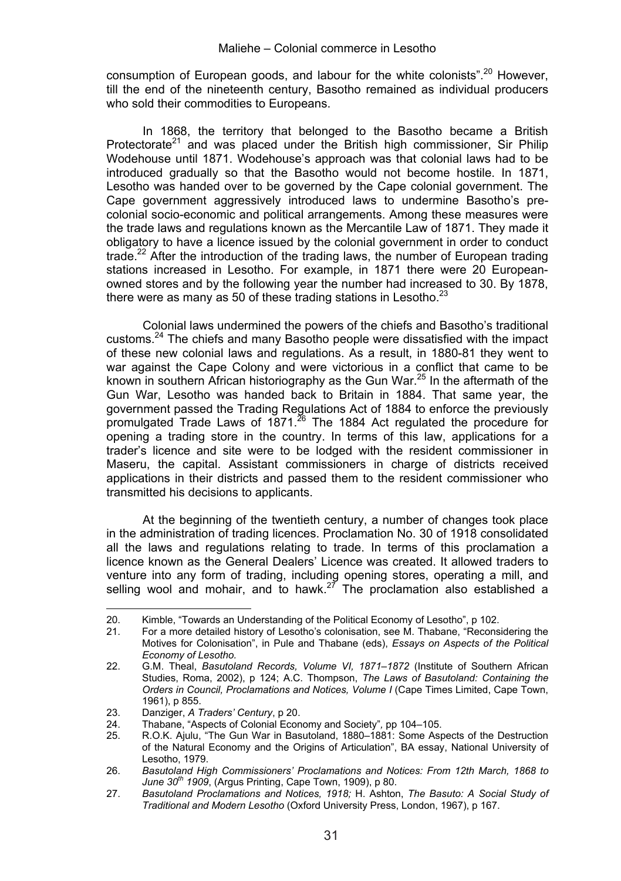consumption of European goods, and labour for the white colonists".[20] However, till the end of the nineteenth century, Basotho remained as individual producers who sold their commodities to Europeans.

In 1868, the territory that belonged to the Basotho became a British Protectorate[21] and was placed under the British high commissioner, Sir Philip Wodehouse until 1871. Wodehouse's approach was that colonial laws had to be introduced gradually so that the Basotho would not become hostile. In 1871, Lesotho was handed over to be governed by the Cape colonial government. The Cape government aggressively introduced laws to undermine Basotho's pre-colonial socio-economic and political arrangements. Among these measures were the trade laws and regulations known as the Mercantile Law of 1871. They made it obligatory to have a licence issued by the colonial government in order to conduct trade.[22] After the introduction of the trading laws, the number of European trading stations increased in Lesotho. For example, in 1871 there were 20 European-owned stores and by the following year the number had increased to 30. By 1878, there were as many as 50 of these trading stations in Lesotho.[23]

Colonial laws undermined the powers of the chiefs and Basotho's traditional customs.[24] The chiefs and many Basotho people were dissatisfied with the impact of these new colonial laws and regulations. As a result, in 1880-81 they went to war against the Cape Colony and were victorious in a conflict that came to be known in southern African historiography as the Gun War.[25] In the aftermath of the Gun War, Lesotho was handed back to Britain in 1884. That same year, the government passed the Trading Regulations Act of 1884 to enforce the previously promulgated Trade Laws of 1871.[26] The 1884 Act regulated the procedure for opening a trading store in the country. In terms of this law, applications for a trader's licence and site were to be lodged with the resident commissioner in Maseru, the capital. Assistant commissioners in charge of districts received applications in their districts and passed them to the resident commissioner who transmitted his decisions to applicants.

At the beginning of the twentieth century, a number of changes took place in the administration of trading licences. Proclamation No. 30 of 1918 consolidated all the laws and regulations relating to trade. In terms of this proclamation a licence known as the General Dealers' Licence was created. It allowed traders to venture into any form of trading, including opening stores, operating a mill, and selling wool and mohair, and to hawk.[27] The proclamation also established a

---

20. Kimble, "Towards an Understanding of the Political Economy of Lesotho", p 102.
21. For a more detailed history of Lesotho's colonisation, see M. Thabane, "Reconsidering the Motives for Colonisation", in Pule and Thabane (eds), *Essays on Aspects of the Political Economy of Lesotho.*
22. G.M. Theal, *Basutoland Records, Volume VI, 1871–1872* (Institute of Southern African Studies, Roma, 2002), p 124; A.C. Thompson, *The Laws of Basutoland: Containing the Orders in Council, Proclamations and Notices, Volume I* (Cape Times Limited, Cape Town, 1961), p 855.
23. Danziger, *A Traders' Century*, p 20.
24. Thabane, "Aspects of Colonial Economy and Society", pp 104–105.
25. R.O.K. Ajulu, "The Gun War in Basutoland, 1880–1881: Some Aspects of the Destruction of the Natural Economy and the Origins of Articulation", BA essay, National University of Lesotho, 1979.
26. *Basutoland High Commissioners' Proclamations and Notices: From 12th March, 1868 to June 30th 1909*, (Argus Printing, Cape Town, 1909), p 80.
27. *Basutoland Proclamations and Notices, 1918;* H. Ashton, *The Basuto: A Social Study of Traditional and Modern Lesotho* (Oxford University Press, London, 1967), p 167.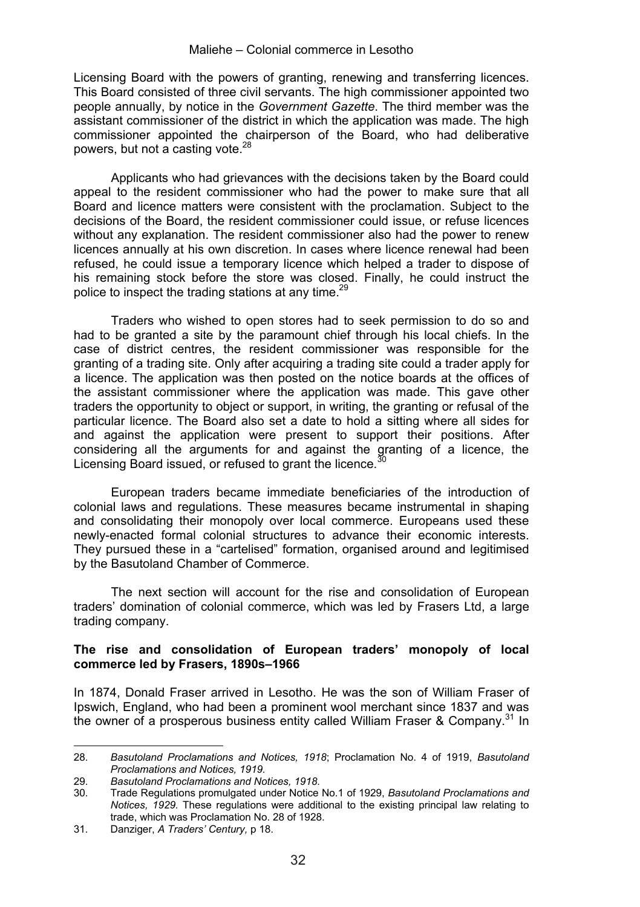Licensing Board with the powers of granting, renewing and transferring licences. This Board consisted of three civil servants. The high commissioner appointed two people annually, by notice in the *Government Gazette*. The third member was the assistant commissioner of the district in which the application was made. The high commissioner appointed the chairperson of the Board, who had deliberative powers, but not a casting vote.[28]

Applicants who had grievances with the decisions taken by the Board could appeal to the resident commissioner who had the power to make sure that all Board and licence matters were consistent with the proclamation. Subject to the decisions of the Board, the resident commissioner could issue, or refuse licences without any explanation. The resident commissioner also had the power to renew licences annually at his own discretion. In cases where licence renewal had been refused, he could issue a temporary licence which helped a trader to dispose of his remaining stock before the store was closed. Finally, he could instruct the police to inspect the trading stations at any time.[29]

Traders who wished to open stores had to seek permission to do so and had to be granted a site by the paramount chief through his local chiefs. In the case of district centres, the resident commissioner was responsible for the granting of a trading site. Only after acquiring a trading site could a trader apply for a licence. The application was then posted on the notice boards at the offices of the assistant commissioner where the application was made. This gave other traders the opportunity to object or support, in writing, the granting or refusal of the particular licence. The Board also set a date to hold a sitting where all sides for and against the application were present to support their positions. After considering all the arguments for and against the granting of a licence, the Licensing Board issued, or refused to grant the licence.[30]

European traders became immediate beneficiaries of the introduction of colonial laws and regulations. These measures became instrumental in shaping and consolidating their monopoly over local commerce. Europeans used these newly-enacted formal colonial structures to advance their economic interests. They pursued these in a "cartelised" formation, organised around and legitimised by the Basutoland Chamber of Commerce.

The next section will account for the rise and consolidation of European traders' domination of colonial commerce, which was led by Frasers Ltd, a large trading company.

## The rise and consolidation of European traders' monopoly of local commerce led by Frasers, 1890s–1966

In 1874, Donald Fraser arrived in Lesotho. He was the son of William Fraser of Ipswich, England, who had been a prominent wool merchant since 1837 and was the owner of a prosperous business entity called William Fraser & Company.[31] In

---

28. *Basutoland Proclamations and Notices, 1918*; Proclamation No. 4 of 1919, *Basutoland Proclamations and Notices, 1919*.
29. *Basutoland Proclamations and Notices, 1918*.
30. Trade Regulations promulgated under Notice No.1 of 1929, *Basutoland Proclamations and Notices, 1929*. These regulations were additional to the existing principal law relating to trade, which was Proclamation No. 28 of 1928.
31. Danziger, *A Traders' Century*, p 18.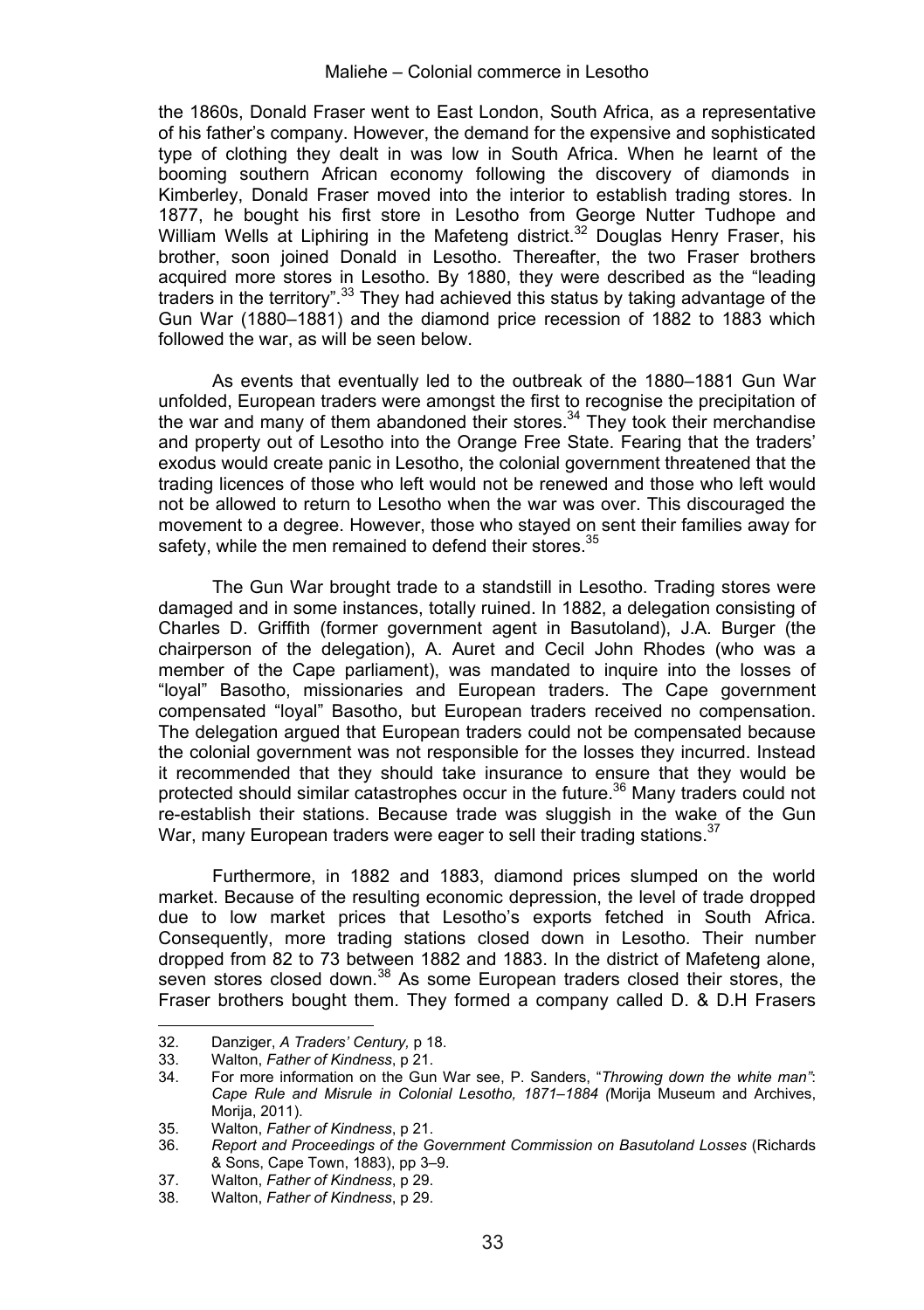the 1860s, Donald Fraser went to East London, South Africa, as a representative of his father's company. However, the demand for the expensive and sophisticated type of clothing they dealt in was low in South Africa. When he learnt of the booming southern African economy following the discovery of diamonds in Kimberley, Donald Fraser moved into the interior to establish trading stores. In 1877, he bought his first store in Lesotho from George Nutter Tudhope and William Wells at Liphiring in the Mafeteng district.[32] Douglas Henry Fraser, his brother, soon joined Donald in Lesotho. Thereafter, the two Fraser brothers acquired more stores in Lesotho. By 1880, they were described as the "leading traders in the territory".[33] They had achieved this status by taking advantage of the Gun War (1880–1881) and the diamond price recession of 1882 to 1883 which followed the war, as will be seen below.

As events that eventually led to the outbreak of the 1880–1881 Gun War unfolded, European traders were amongst the first to recognise the precipitation of the war and many of them abandoned their stores.[34] They took their merchandise and property out of Lesotho into the Orange Free State. Fearing that the traders' exodus would create panic in Lesotho, the colonial government threatened that the trading licences of those who left would not be renewed and those who left would not be allowed to return to Lesotho when the war was over. This discouraged the movement to a degree. However, those who stayed on sent their families away for safety, while the men remained to defend their stores.[35]

The Gun War brought trade to a standstill in Lesotho. Trading stores were damaged and in some instances, totally ruined. In 1882, a delegation consisting of Charles D. Griffith (former government agent in Basutoland), J.A. Burger (the chairperson of the delegation), A. Auret and Cecil John Rhodes (who was a member of the Cape parliament), was mandated to inquire into the losses of "loyal" Basotho, missionaries and European traders. The Cape government compensated "loyal" Basotho, but European traders received no compensation. The delegation argued that European traders could not be compensated because the colonial government was not responsible for the losses they incurred. Instead it recommended that they should take insurance to ensure that they would be protected should similar catastrophes occur in the future.[36] Many traders could not re-establish their stations. Because trade was sluggish in the wake of the Gun War, many European traders were eager to sell their trading stations.[37]

Furthermore, in 1882 and 1883, diamond prices slumped on the world market. Because of the resulting economic depression, the level of trade dropped due to low market prices that Lesotho's exports fetched in South Africa. Consequently, more trading stations closed down in Lesotho. Their number dropped from 82 to 73 between 1882 and 1883. In the district of Mafeteng alone, seven stores closed down.[38] As some European traders closed their stores, the Fraser brothers bought them. They formed a company called D. & D.H Frasers

---

32. Danziger, *A Traders' Century,* p 18.
33. Walton, *Father of Kindness*, p 21.
34. For more information on the Gun War see, P. Sanders, "*Throwing down the white man"*: *Cape Rule and Misrule in Colonial Lesotho, 1871–1884 (*Morija Museum and Archives, Morija, 2011).
35. Walton, *Father of Kindness*, p 21.
36. *Report and Proceedings of the Government Commission on Basutoland Losses* (Richards & Sons, Cape Town, 1883), pp 3–9.
37. Walton, *Father of Kindness*, p 29.
38. Walton, *Father of Kindness*, p 29.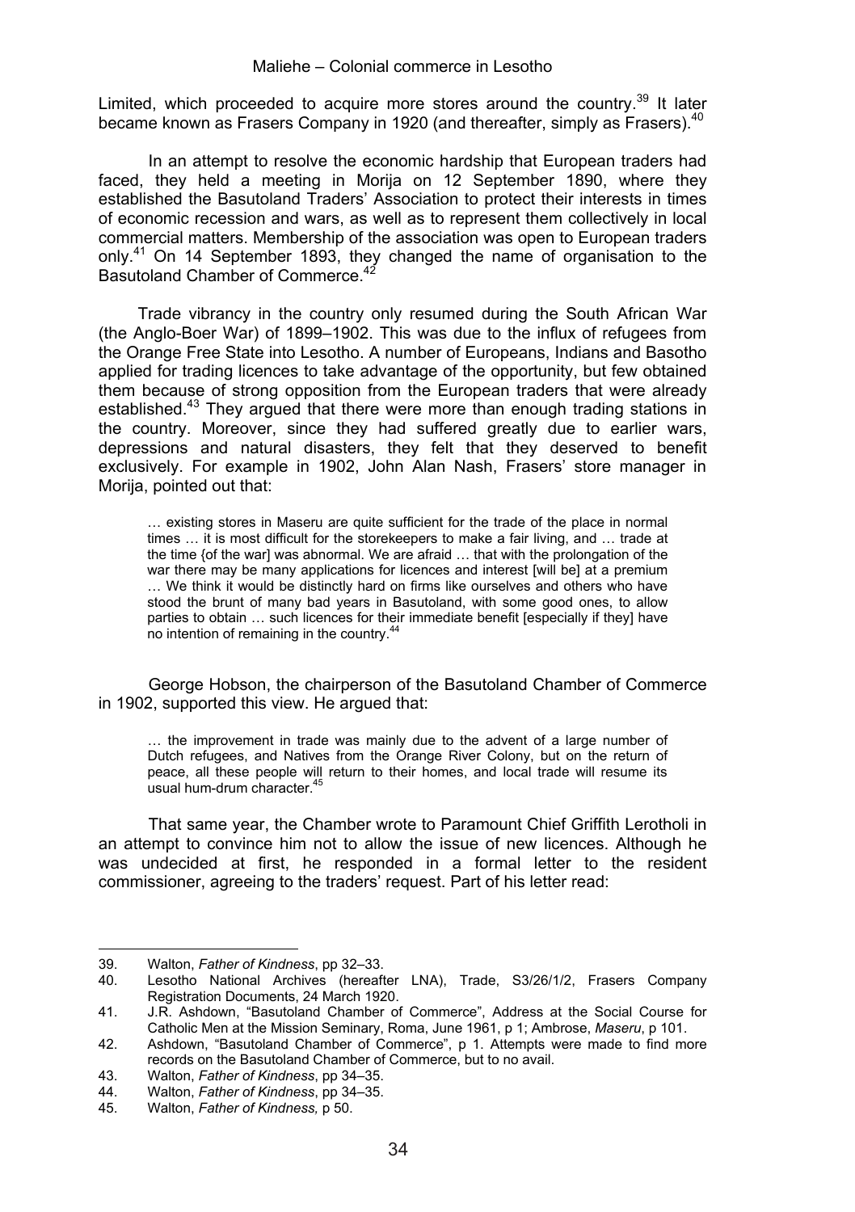Limited, which proceeded to acquire more stores around the country.[39] It later became known as Frasers Company in 1920 (and thereafter, simply as Frasers).[40]

In an attempt to resolve the economic hardship that European traders had faced, they held a meeting in Morija on 12 September 1890, where they established the Basutoland Traders' Association to protect their interests in times of economic recession and wars, as well as to represent them collectively in local commercial matters. Membership of the association was open to European traders only.[41] On 14 September 1893, they changed the name of organisation to the Basutoland Chamber of Commerce.[42]

Trade vibrancy in the country only resumed during the South African War (the Anglo-Boer War) of 1899–1902. This was due to the influx of refugees from the Orange Free State into Lesotho. A number of Europeans, Indians and Basotho applied for trading licences to take advantage of the opportunity, but few obtained them because of strong opposition from the European traders that were already established.[43] They argued that there were more than enough trading stations in the country. Moreover, since they had suffered greatly due to earlier wars, depressions and natural disasters, they felt that they deserved to benefit exclusively. For example in 1902, John Alan Nash, Frasers' store manager in Morija, pointed out that:

> … existing stores in Maseru are quite sufficient for the trade of the place in normal times … it is most difficult for the storekeepers to make a fair living, and … trade at the time {of the war] was abnormal. We are afraid … that with the prolongation of the war there may be many applications for licences and interest [will be] at a premium … We think it would be distinctly hard on firms like ourselves and others who have stood the brunt of many bad years in Basutoland, with some good ones, to allow parties to obtain … such licences for their immediate benefit [especially if they] have no intention of remaining in the country.[44]

George Hobson, the chairperson of the Basutoland Chamber of Commerce in 1902, supported this view. He argued that:

> … the improvement in trade was mainly due to the advent of a large number of Dutch refugees, and Natives from the Orange River Colony, but on the return of peace, all these people will return to their homes, and local trade will resume its usual hum-drum character.[45]

That same year, the Chamber wrote to Paramount Chief Griffith Lerotholi in an attempt to convince him not to allow the issue of new licences. Although he was undecided at first, he responded in a formal letter to the resident commissioner, agreeing to the traders' request. Part of his letter read:

---

39. Walton, *Father of Kindness*, pp 32–33.
40. Lesotho National Archives (hereafter LNA), Trade, S3/26/1/2, Frasers Company Registration Documents, 24 March 1920.
41. J.R. Ashdown, "Basutoland Chamber of Commerce", Address at the Social Course for Catholic Men at the Mission Seminary, Roma, June 1961, p 1; Ambrose, *Maseru*, p 101.
42. Ashdown, "Basutoland Chamber of Commerce", p 1. Attempts were made to find more records on the Basutoland Chamber of Commerce, but to no avail.
43. Walton, *Father of Kindness*, pp 34–35.
44. Walton, *Father of Kindness*, pp 34–35.
45. Walton, *Father of Kindness,* p 50.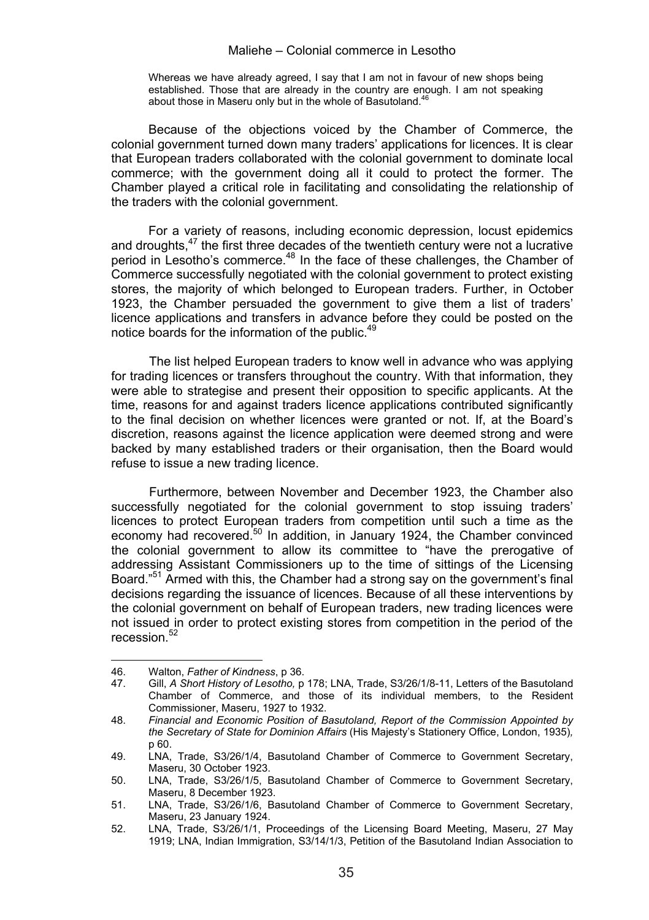> Whereas we have already agreed, I say that I am not in favour of new shops being established. Those that are already in the country are enough. I am not speaking about those in Maseru only but in the whole of Basutoland.[46]

Because of the objections voiced by the Chamber of Commerce, the colonial government turned down many traders' applications for licences. It is clear that European traders collaborated with the colonial government to dominate local commerce; with the government doing all it could to protect the former. The Chamber played a critical role in facilitating and consolidating the relationship of the traders with the colonial government.

For a variety of reasons, including economic depression, locust epidemics and droughts,[47] the first three decades of the twentieth century were not a lucrative period in Lesotho's commerce.[48] In the face of these challenges, the Chamber of Commerce successfully negotiated with the colonial government to protect existing stores, the majority of which belonged to European traders. Further, in October 1923, the Chamber persuaded the government to give them a list of traders' licence applications and transfers in advance before they could be posted on the notice boards for the information of the public.[49]

The list helped European traders to know well in advance who was applying for trading licences or transfers throughout the country. With that information, they were able to strategise and present their opposition to specific applicants. At the time, reasons for and against traders licence applications contributed significantly to the final decision on whether licences were granted or not. If, at the Board's discretion, reasons against the licence application were deemed strong and were backed by many established traders or their organisation, then the Board would refuse to issue a new trading licence.

Furthermore, between November and December 1923, the Chamber also successfully negotiated for the colonial government to stop issuing traders' licences to protect European traders from competition until such a time as the economy had recovered.[50] In addition, in January 1924, the Chamber convinced the colonial government to allow its committee to "have the prerogative of addressing Assistant Commissioners up to the time of sittings of the Licensing Board."[51] Armed with this, the Chamber had a strong say on the government's final decisions regarding the issuance of licences. Because of all these interventions by the colonial government on behalf of European traders, new trading licences were not issued in order to protect existing stores from competition in the period of the recession.[52]

---

46. Walton, *Father of Kindness*, p 36.
47. Gill, *A Short History of Lesotho,* p 178; LNA, Trade, S3/26/1/8-11, Letters of the Basutoland Chamber of Commerce, and those of its individual members, to the Resident Commissioner, Maseru, 1927 to 1932.
48. *Financial and Economic Position of Basutoland, Report of the Commission Appointed by the Secretary of State for Dominion Affairs* (His Majesty's Stationery Office, London, 1935)*,* p 60.
49. LNA, Trade, S3/26/1/4, Basutoland Chamber of Commerce to Government Secretary, Maseru, 30 October 1923.
50. LNA, Trade, S3/26/1/5, Basutoland Chamber of Commerce to Government Secretary, Maseru, 8 December 1923.
51. LNA, Trade, S3/26/1/6, Basutoland Chamber of Commerce to Government Secretary, Maseru, 23 January 1924.
52. LNA, Trade, S3/26/1/1, Proceedings of the Licensing Board Meeting, Maseru, 27 May 1919; LNA, Indian Immigration, S3/14/1/3, Petition of the Basutoland Indian Association to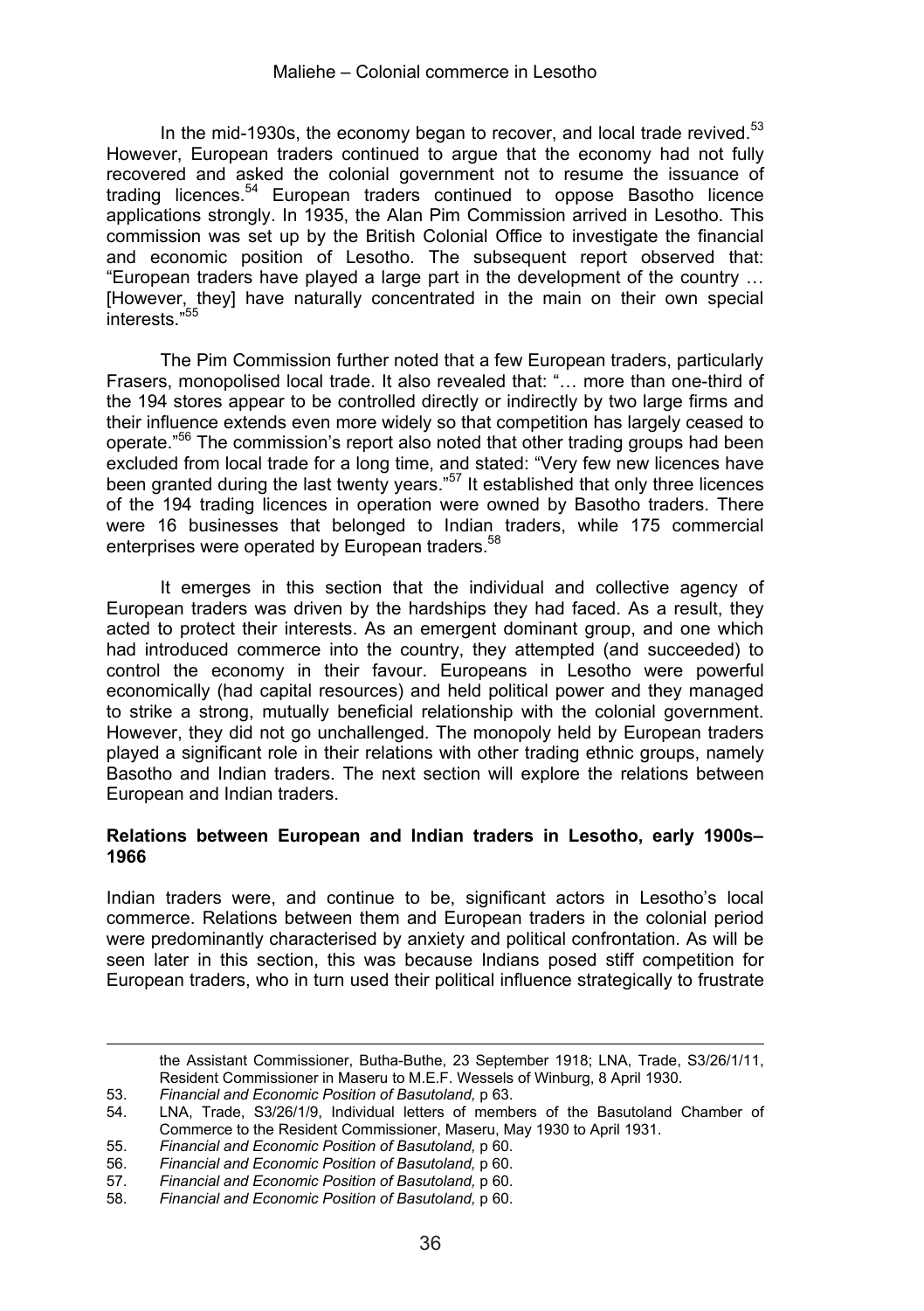In the mid-1930s, the economy began to recover, and local trade revived.[53] However, European traders continued to argue that the economy had not fully recovered and asked the colonial government not to resume the issuance of trading licences.[54] European traders continued to oppose Basotho licence applications strongly. In 1935, the Alan Pim Commission arrived in Lesotho. This commission was set up by the British Colonial Office to investigate the financial and economic position of Lesotho. The subsequent report observed that: "European traders have played a large part in the development of the country … [However, they] have naturally concentrated in the main on their own special interests."[55]

The Pim Commission further noted that a few European traders, particularly Frasers, monopolised local trade. It also revealed that: "… more than one-third of the 194 stores appear to be controlled directly or indirectly by two large firms and their influence extends even more widely so that competition has largely ceased to operate."[56] The commission's report also noted that other trading groups had been excluded from local trade for a long time, and stated: "Very few new licences have been granted during the last twenty years."[57] It established that only three licences of the 194 trading licences in operation were owned by Basotho traders. There were 16 businesses that belonged to Indian traders, while 175 commercial enterprises were operated by European traders.[58]

It emerges in this section that the individual and collective agency of European traders was driven by the hardships they had faced. As a result, they acted to protect their interests. As an emergent dominant group, and one which had introduced commerce into the country, they attempted (and succeeded) to control the economy in their favour. Europeans in Lesotho were powerful economically (had capital resources) and held political power and they managed to strike a strong, mutually beneficial relationship with the colonial government. However, they did not go unchallenged. The monopoly held by European traders played a significant role in their relations with other trading ethnic groups, namely Basotho and Indian traders. The next section will explore the relations between European and Indian traders.

## Relations between European and Indian traders in Lesotho, early 1900s–1966

Indian traders were, and continue to be, significant actors in Lesotho's local commerce. Relations between them and European traders in the colonial period were predominantly characterised by anxiety and political confrontation. As will be seen later in this section, this was because Indians posed stiff competition for European traders, who in turn used their political influence strategically to frustrate

the Assistant Commissioner, Butha-Buthe, 23 September 1918; LNA, Trade, S3/26/1/11, Resident Commissioner in Maseru to M.E.F. Wessels of Winburg, 8 April 1930.

53. *Financial and Economic Position of Basutoland,* p 63.
54. LNA, Trade, S3/26/1/9, Individual letters of members of the Basutoland Chamber of Commerce to the Resident Commissioner, Maseru, May 1930 to April 1931.
55. *Financial and Economic Position of Basutoland,* p 60.
56. *Financial and Economic Position of Basutoland,* p 60.
57. *Financial and Economic Position of Basutoland,* p 60.
58. *Financial and Economic Position of Basutoland,* p 60.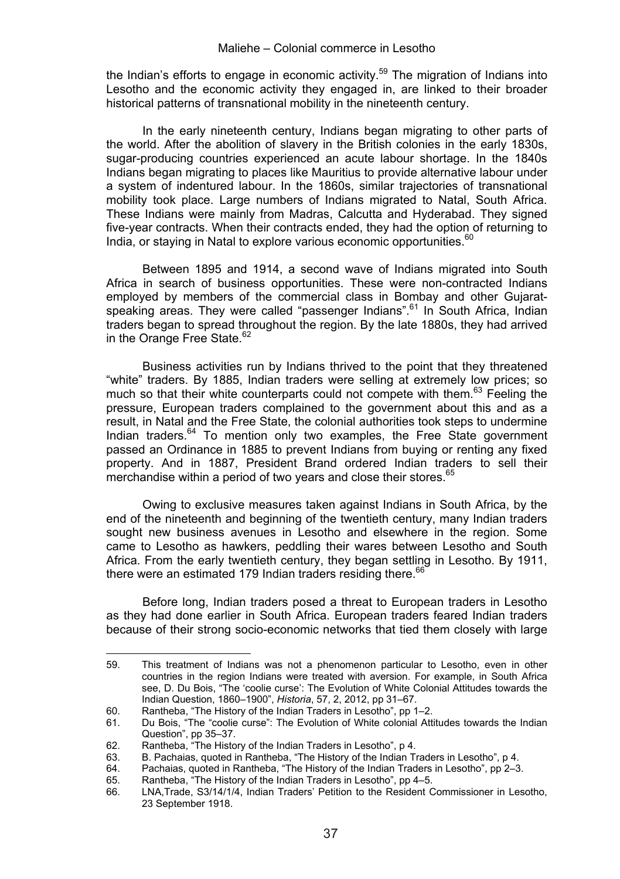the Indian's efforts to engage in economic activity.[59] The migration of Indians into Lesotho and the economic activity they engaged in, are linked to their broader historical patterns of transnational mobility in the nineteenth century.

In the early nineteenth century, Indians began migrating to other parts of the world. After the abolition of slavery in the British colonies in the early 1830s, sugar-producing countries experienced an acute labour shortage. In the 1840s Indians began migrating to places like Mauritius to provide alternative labour under a system of indentured labour. In the 1860s, similar trajectories of transnational mobility took place. Large numbers of Indians migrated to Natal, South Africa. These Indians were mainly from Madras, Calcutta and Hyderabad. They signed five-year contracts. When their contracts ended, they had the option of returning to India, or staying in Natal to explore various economic opportunities.[60]

Between 1895 and 1914, a second wave of Indians migrated into South Africa in search of business opportunities. These were non-contracted Indians employed by members of the commercial class in Bombay and other Gujarat-speaking areas. They were called "passenger Indians".[61] In South Africa, Indian traders began to spread throughout the region. By the late 1880s, they had arrived in the Orange Free State.[62]

Business activities run by Indians thrived to the point that they threatened "white" traders. By 1885, Indian traders were selling at extremely low prices; so much so that their white counterparts could not compete with them.[63] Feeling the pressure, European traders complained to the government about this and as a result, in Natal and the Free State, the colonial authorities took steps to undermine Indian traders.[64] To mention only two examples, the Free State government passed an Ordinance in 1885 to prevent Indians from buying or renting any fixed property. And in 1887, President Brand ordered Indian traders to sell their merchandise within a period of two years and close their stores.[65]

Owing to exclusive measures taken against Indians in South Africa, by the end of the nineteenth and beginning of the twentieth century, many Indian traders sought new business avenues in Lesotho and elsewhere in the region. Some came to Lesotho as hawkers, peddling their wares between Lesotho and South Africa. From the early twentieth century, they began settling in Lesotho. By 1911, there were an estimated 179 Indian traders residing there.[66]

Before long, Indian traders posed a threat to European traders in Lesotho as they had done earlier in South Africa. European traders feared Indian traders because of their strong socio-economic networks that tied them closely with large

59. This treatment of Indians was not a phenomenon particular to Lesotho, even in other countries in the region Indians were treated with aversion. For example, in South Africa see, D. Du Bois, "The 'coolie curse': The Evolution of White Colonial Attitudes towards the Indian Question, 1860–1900", *Historia*, 57, 2, 2012, pp 31–67.
60. Rantheba, "The History of the Indian Traders in Lesotho", pp 1–2.
61. Du Bois, "The "coolie curse": The Evolution of White colonial Attitudes towards the Indian Question", pp 35–37.
62. Rantheba, "The History of the Indian Traders in Lesotho", p 4.
63. B. Pachaias, quoted in Rantheba, "The History of the Indian Traders in Lesotho", p 4.
64. Pachaias, quoted in Rantheba, "The History of the Indian Traders in Lesotho", pp 2–3.
65. Rantheba, "The History of the Indian Traders in Lesotho", pp 4–5.
66. LNA,Trade, S3/14/1/4, Indian Traders' Petition to the Resident Commissioner in Lesotho, 23 September 1918.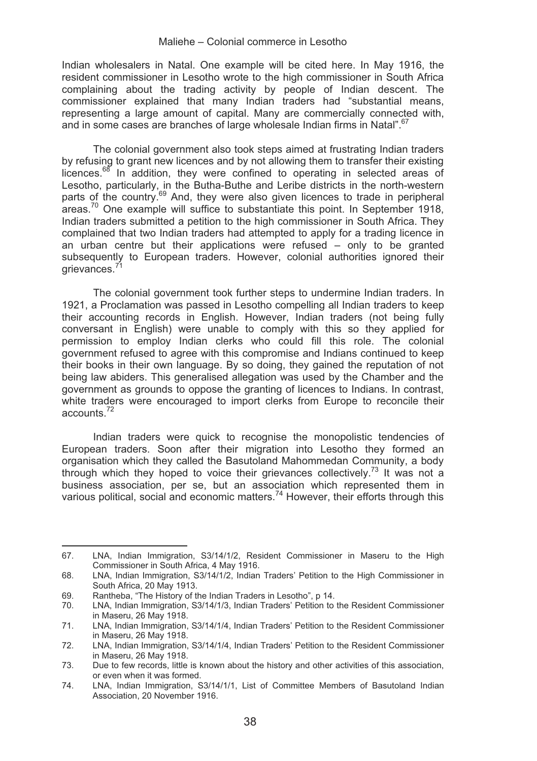Indian wholesalers in Natal. One example will be cited here. In May 1916, the resident commissioner in Lesotho wrote to the high commissioner in South Africa complaining about the trading activity by people of Indian descent. The commissioner explained that many Indian traders had "substantial means, representing a large amount of capital. Many are commercially connected with, and in some cases are branches of large wholesale Indian firms in Natal".[67]

The colonial government also took steps aimed at frustrating Indian traders by refusing to grant new licences and by not allowing them to transfer their existing licences.[68] In addition, they were confined to operating in selected areas of Lesotho, particularly, in the Butha-Buthe and Leribe districts in the north-western parts of the country.[69] And, they were also given licences to trade in peripheral areas.[70] One example will suffice to substantiate this point. In September 1918, Indian traders submitted a petition to the high commissioner in South Africa. They complained that two Indian traders had attempted to apply for a trading licence in an urban centre but their applications were refused – only to be granted subsequently to European traders. However, colonial authorities ignored their grievances.[71]

The colonial government took further steps to undermine Indian traders. In 1921, a Proclamation was passed in Lesotho compelling all Indian traders to keep their accounting records in English. However, Indian traders (not being fully conversant in English) were unable to comply with this so they applied for permission to employ Indian clerks who could fill this role. The colonial government refused to agree with this compromise and Indians continued to keep their books in their own language. By so doing, they gained the reputation of not being law abiders. This generalised allegation was used by the Chamber and the government as grounds to oppose the granting of licences to Indians. In contrast, white traders were encouraged to import clerks from Europe to reconcile their accounts.[72]

Indian traders were quick to recognise the monopolistic tendencies of European traders. Soon after their migration into Lesotho they formed an organisation which they called the Basutoland Mahommedan Community, a body through which they hoped to voice their grievances collectively.[73] It was not a business association, per se, but an association which represented them in various political, social and economic matters.[74] However, their efforts through this

---

67. LNA, Indian Immigration, S3/14/1/2, Resident Commissioner in Maseru to the High Commissioner in South Africa, 4 May 1916.
68. LNA, Indian Immigration, S3/14/1/2, Indian Traders' Petition to the High Commissioner in South Africa, 20 May 1913.
69. Rantheba, "The History of the Indian Traders in Lesotho", p 14.
70. LNA, Indian Immigration, S3/14/1/3, Indian Traders' Petition to the Resident Commissioner in Maseru, 26 May 1918.
71. LNA, Indian Immigration, S3/14/1/4, Indian Traders' Petition to the Resident Commissioner in Maseru, 26 May 1918.
72. LNA, Indian Immigration, S3/14/1/4, Indian Traders' Petition to the Resident Commissioner in Maseru, 26 May 1918.
73. Due to few records, little is known about the history and other activities of this association, or even when it was formed.
74. LNA, Indian Immigration, S3/14/1/1, List of Committee Members of Basutoland Indian Association, 20 November 1916.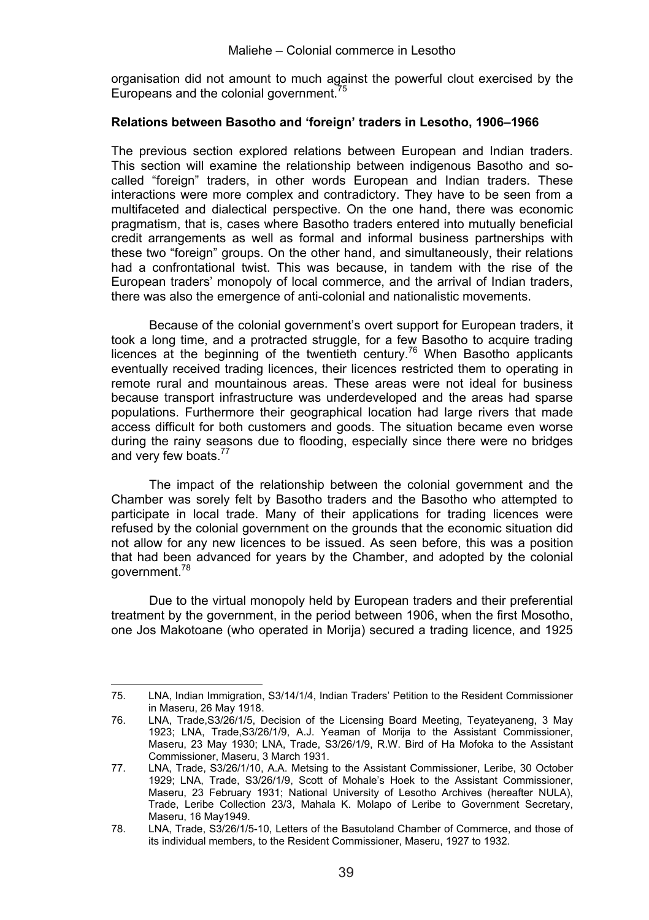organisation did not amount to much against the powerful clout exercised by the Europeans and the colonial government.[75]

**Relations between Basotho and 'foreign' traders in Lesotho, 1906–1966**

The previous section explored relations between European and Indian traders. This section will examine the relationship between indigenous Basotho and so-called "foreign" traders, in other words European and Indian traders. These interactions were more complex and contradictory. They have to be seen from a multifaceted and dialectical perspective. On the one hand, there was economic pragmatism, that is, cases where Basotho traders entered into mutually beneficial credit arrangements as well as formal and informal business partnerships with these two "foreign" groups. On the other hand, and simultaneously, their relations had a confrontational twist. This was because, in tandem with the rise of the European traders' monopoly of local commerce, and the arrival of Indian traders, there was also the emergence of anti-colonial and nationalistic movements.

Because of the colonial government's overt support for European traders, it took a long time, and a protracted struggle, for a few Basotho to acquire trading licences at the beginning of the twentieth century.[76] When Basotho applicants eventually received trading licences, their licences restricted them to operating in remote rural and mountainous areas. These areas were not ideal for business because transport infrastructure was underdeveloped and the areas had sparse populations. Furthermore their geographical location had large rivers that made access difficult for both customers and goods. The situation became even worse during the rainy seasons due to flooding, especially since there were no bridges and very few boats.[77]

The impact of the relationship between the colonial government and the Chamber was sorely felt by Basotho traders and the Basotho who attempted to participate in local trade. Many of their applications for trading licences were refused by the colonial government on the grounds that the economic situation did not allow for any new licences to be issued. As seen before, this was a position that had been advanced for years by the Chamber, and adopted by the colonial government.[78]

Due to the virtual monopoly held by European traders and their preferential treatment by the government, in the period between 1906, when the first Mosotho, one Jos Makotoane (who operated in Morija) secured a trading licence, and 1925

---

75. LNA, Indian Immigration, S3/14/1/4, Indian Traders' Petition to the Resident Commissioner in Maseru, 26 May 1918.
76. LNA, Trade,S3/26/1/5, Decision of the Licensing Board Meeting, Teyateyaneng, 3 May 1923; LNA, Trade,S3/26/1/9, A.J. Yeaman of Morija to the Assistant Commissioner, Maseru, 23 May 1930; LNA, Trade, S3/26/1/9, R.W. Bird of Ha Mofoka to the Assistant Commissioner, Maseru, 3 March 1931.
77. LNA, Trade, S3/26/1/10, A.A. Metsing to the Assistant Commissioner, Leribe, 30 October 1929; LNA, Trade, S3/26/1/9, Scott of Mohale's Hoek to the Assistant Commissioner, Maseru, 23 February 1931; National University of Lesotho Archives (hereafter NULA), Trade, Leribe Collection 23/3, Mahala K. Molapo of Leribe to Government Secretary, Maseru, 16 May1949.
78. LNA, Trade, S3/26/1/5-10, Letters of the Basutoland Chamber of Commerce, and those of its individual members, to the Resident Commissioner, Maseru, 1927 to 1932.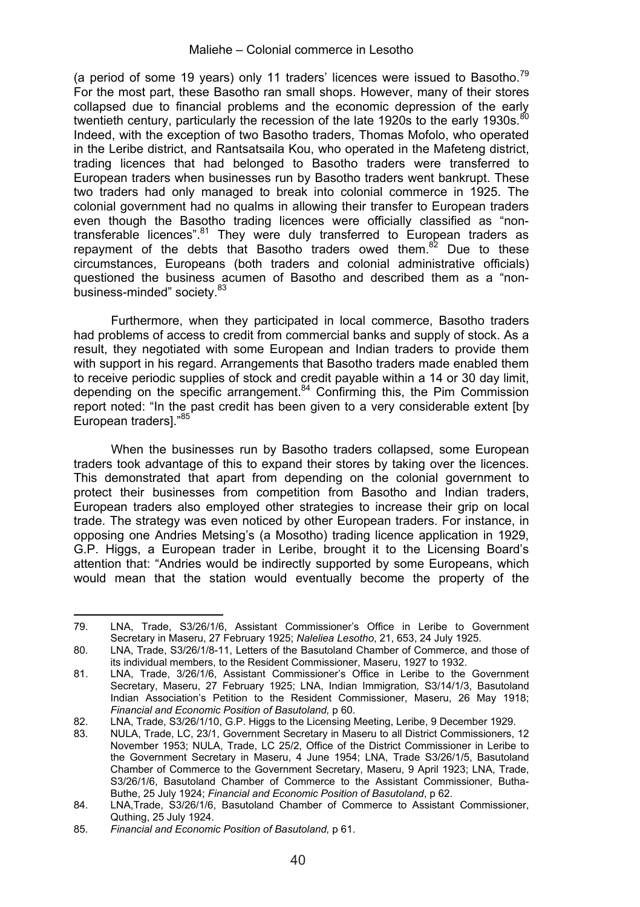(a period of some 19 years) only 11 traders' licences were issued to Basotho.[79] For the most part, these Basotho ran small shops. However, many of their stores collapsed due to financial problems and the economic depression of the early twentieth century, particularly the recession of the late 1920s to the early 1930s.[80] Indeed, with the exception of two Basotho traders, Thomas Mofolo, who operated in the Leribe district, and Rantsatsaila Kou, who operated in the Mafeteng district, trading licences that had belonged to Basotho traders were transferred to European traders when businesses run by Basotho traders went bankrupt. These two traders had only managed to break into colonial commerce in 1925. The colonial government had no qualms in allowing their transfer to European traders even though the Basotho trading licences were officially classified as "non-transferable licences".[81] They were duly transferred to European traders as repayment of the debts that Basotho traders owed them.[82] Due to these circumstances, Europeans (both traders and colonial administrative officials) questioned the business acumen of Basotho and described them as a "non-business-minded" society.[83]

Furthermore, when they participated in local commerce, Basotho traders had problems of access to credit from commercial banks and supply of stock. As a result, they negotiated with some European and Indian traders to provide them with support in his regard. Arrangements that Basotho traders made enabled them to receive periodic supplies of stock and credit payable within a 14 or 30 day limit, depending on the specific arrangement.[84] Confirming this, the Pim Commission report noted: "In the past credit has been given to a very considerable extent [by European traders]."[85]

When the businesses run by Basotho traders collapsed, some European traders took advantage of this to expand their stores by taking over the licences. This demonstrated that apart from depending on the colonial government to protect their businesses from competition from Basotho and Indian traders, European traders also employed other strategies to increase their grip on local trade. The strategy was even noticed by other European traders. For instance, in opposing one Andries Metsing's (a Mosotho) trading licence application in 1929, G.P. Higgs, a European trader in Leribe, brought it to the Licensing Board's attention that: "Andries would be indirectly supported by some Europeans, which would mean that the station would eventually become the property of the

---

79. LNA, Trade, S3/26/1/6, Assistant Commissioner's Office in Leribe to Government Secretary in Maseru, 27 February 1925; *Naleliea Lesotho*, 21, 653, 24 July 1925.
80. LNA, Trade, S3/26/1/8-11, Letters of the Basutoland Chamber of Commerce, and those of its individual members, to the Resident Commissioner, Maseru, 1927 to 1932.
81. LNA, Trade, 3/26/1/6, Assistant Commissioner's Office in Leribe to the Government Secretary, Maseru, 27 February 1925; LNA, Indian Immigration*,* S3/14/1/3, Basutoland Indian Association's Petition to the Resident Commissioner, Maseru, 26 May 1918; *Financial and Economic Position of Basutoland,* p 60.
82. LNA, Trade, S3/26/1/10, G.P. Higgs to the Licensing Meeting, Leribe, 9 December 1929.
83. NULA, Trade, LC, 23/1, Government Secretary in Maseru to all District Commissioners, 12 November 1953; NULA, Trade, LC 25/2, Office of the District Commissioner in Leribe to the Government Secretary in Maseru, 4 June 1954; LNA, Trade S3/26/1/5, Basutoland Chamber of Commerce to the Government Secretary, Maseru, 9 April 1923; LNA, Trade, S3/26/1/6, Basutoland Chamber of Commerce to the Assistant Commissioner, Butha-Buthe, 25 July 1924; *Financial and Economic Position of Basutoland*, p 62.
84. LNA,Trade, S3/26/1/6, Basutoland Chamber of Commerce to Assistant Commissioner, Quthing, 25 July 1924.
85. *Financial and Economic Position of Basutoland,* p 61.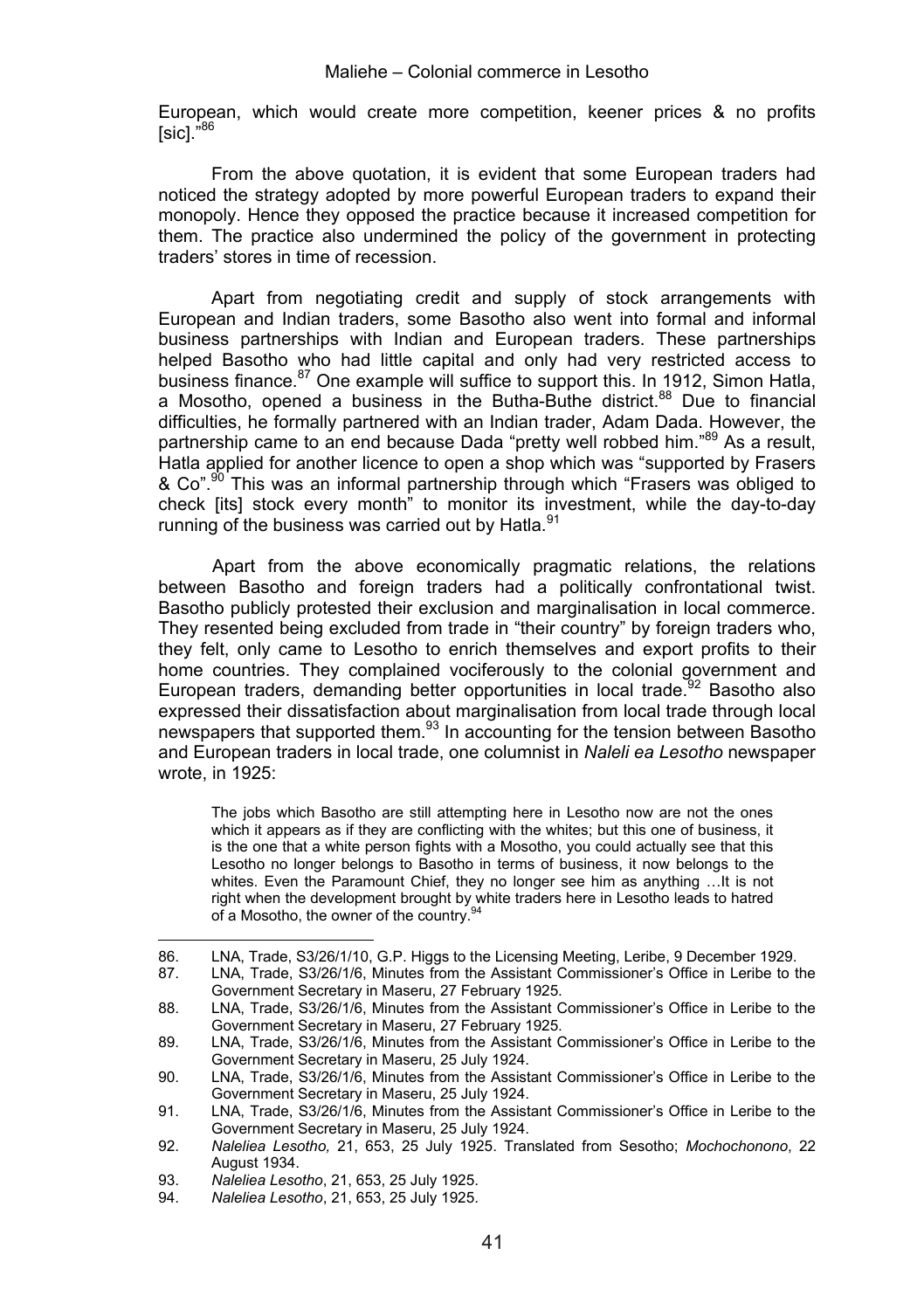European, which would create more competition, keener prices & no profits [sic]."[86]

From the above quotation, it is evident that some European traders had noticed the strategy adopted by more powerful European traders to expand their monopoly. Hence they opposed the practice because it increased competition for them. The practice also undermined the policy of the government in protecting traders' stores in time of recession.

Apart from negotiating credit and supply of stock arrangements with European and Indian traders, some Basotho also went into formal and informal business partnerships with Indian and European traders. These partnerships helped Basotho who had little capital and only had very restricted access to business finance.[87] One example will suffice to support this. In 1912, Simon Hatla, a Mosotho, opened a business in the Butha-Buthe district.[88] Due to financial difficulties, he formally partnered with an Indian trader, Adam Dada. However, the partnership came to an end because Dada "pretty well robbed him."[89] As a result, Hatla applied for another licence to open a shop which was "supported by Frasers & Co".[90] This was an informal partnership through which "Frasers was obliged to check [its] stock every month" to monitor its investment, while the day-to-day running of the business was carried out by Hatla.[91]

Apart from the above economically pragmatic relations, the relations between Basotho and foreign traders had a politically confrontational twist. Basotho publicly protested their exclusion and marginalisation in local commerce. They resented being excluded from trade in "their country" by foreign traders who, they felt, only came to Lesotho to enrich themselves and export profits to their home countries. They complained vociferously to the colonial government and European traders, demanding better opportunities in local trade.[92] Basotho also expressed their dissatisfaction about marginalisation from local trade through local newspapers that supported them.[93] In accounting for the tension between Basotho and European traders in local trade, one columnist in *Naleli ea Lesotho* newspaper wrote, in 1925:

> The jobs which Basotho are still attempting here in Lesotho now are not the ones which it appears as if they are conflicting with the whites; but this one of business, it is the one that a white person fights with a Mosotho, you could actually see that this Lesotho no longer belongs to Basotho in terms of business, it now belongs to the whites. Even the Paramount Chief, they no longer see him as anything …It is not right when the development brought by white traders here in Lesotho leads to hatred of a Mosotho, the owner of the country.[94]

---

86. LNA, Trade, S3/26/1/10, G.P. Higgs to the Licensing Meeting, Leribe, 9 December 1929.
87. LNA, Trade, S3/26/1/6, Minutes from the Assistant Commissioner's Office in Leribe to the Government Secretary in Maseru, 27 February 1925.
88. LNA, Trade, S3/26/1/6, Minutes from the Assistant Commissioner's Office in Leribe to the Government Secretary in Maseru, 27 February 1925.
89. LNA, Trade, S3/26/1/6, Minutes from the Assistant Commissioner's Office in Leribe to the Government Secretary in Maseru, 25 July 1924.
90. LNA, Trade, S3/26/1/6, Minutes from the Assistant Commissioner's Office in Leribe to the Government Secretary in Maseru, 25 July 1924.
91. LNA, Trade, S3/26/1/6, Minutes from the Assistant Commissioner's Office in Leribe to the Government Secretary in Maseru, 25 July 1924.
92. *Naleliea Lesotho,* 21, 653, 25 July 1925. Translated from Sesotho; *Mochochonono*, 22 August 1934.
93. *Naleliea Lesotho*, 21, 653, 25 July 1925.
94. *Naleliea Lesotho*, 21, 653, 25 July 1925.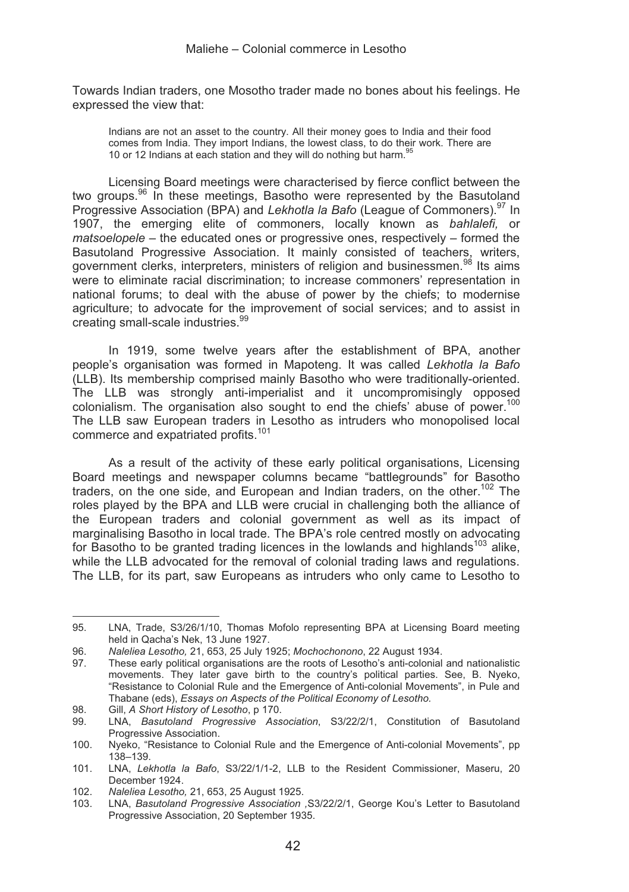Towards Indian traders, one Mosotho trader made no bones about his feelings. He expressed the view that:

> Indians are not an asset to the country. All their money goes to India and their food comes from India. They import Indians, the lowest class, to do their work. There are 10 or 12 Indians at each station and they will do nothing but harm.[95]

Licensing Board meetings were characterised by fierce conflict between the two groups.[96] In these meetings, Basotho were represented by the Basutoland Progressive Association (BPA) and *Lekhotla la Bafo* (League of Commoners).[97] In 1907, the emerging elite of commoners, locally known as *bahlalefi,* or *matsoelopele* – the educated ones or progressive ones, respectively – formed the Basutoland Progressive Association. It mainly consisted of teachers, writers, government clerks, interpreters, ministers of religion and businessmen.[98] Its aims were to eliminate racial discrimination; to increase commoners' representation in national forums; to deal with the abuse of power by the chiefs; to modernise agriculture; to advocate for the improvement of social services; and to assist in creating small-scale industries.[99]

In 1919, some twelve years after the establishment of BPA, another people's organisation was formed in Mapoteng. It was called *Lekhotla la Bafo* (LLB). Its membership comprised mainly Basotho who were traditionally-oriented. The LLB was strongly anti-imperialist and it uncompromisingly opposed colonialism. The organisation also sought to end the chiefs' abuse of power.[100] The LLB saw European traders in Lesotho as intruders who monopolised local commerce and expatriated profits.[101]

As a result of the activity of these early political organisations, Licensing Board meetings and newspaper columns became "battlegrounds" for Basotho traders, on the one side, and European and Indian traders, on the other.[102] The roles played by the BPA and LLB were crucial in challenging both the alliance of the European traders and colonial government as well as its impact of marginalising Basotho in local trade. The BPA's role centred mostly on advocating for Basotho to be granted trading licences in the lowlands and highlands[103] alike, while the LLB advocated for the removal of colonial trading laws and regulations. The LLB, for its part, saw Europeans as intruders who only came to Lesotho to

---

95. LNA, Trade, S3/26/1/10, Thomas Mofolo representing BPA at Licensing Board meeting held in Qacha's Nek, 13 June 1927.
96. *Naleliea Lesotho,* 21, 653, 25 July 1925; *Mochochonono*, 22 August 1934.
97. These early political organisations are the roots of Lesotho's anti-colonial and nationalistic movements. They later gave birth to the country's political parties. See, B. Nyeko, "Resistance to Colonial Rule and the Emergence of Anti-colonial Movements", in Pule and Thabane (eds), *Essays on Aspects of the Political Economy of Lesotho.*
98. Gill, *A Short History of Lesotho*, p 170.
99. LNA, *Basutoland Progressive Association*, S3/22/2/1, Constitution of Basutoland Progressive Association.
100. Nyeko, "Resistance to Colonial Rule and the Emergence of Anti-colonial Movements", pp 138–139.
101. LNA, *Lekhotla la Bafo*, S3/22/1/1-2, LLB to the Resident Commissioner, Maseru, 20 December 1924.
102. *Naleliea Lesotho,* 21, 653, 25 August 1925.
103. LNA, *Basutoland Progressive Association* ,S3/22/2/1, George Kou's Letter to Basutoland Progressive Association, 20 September 1935.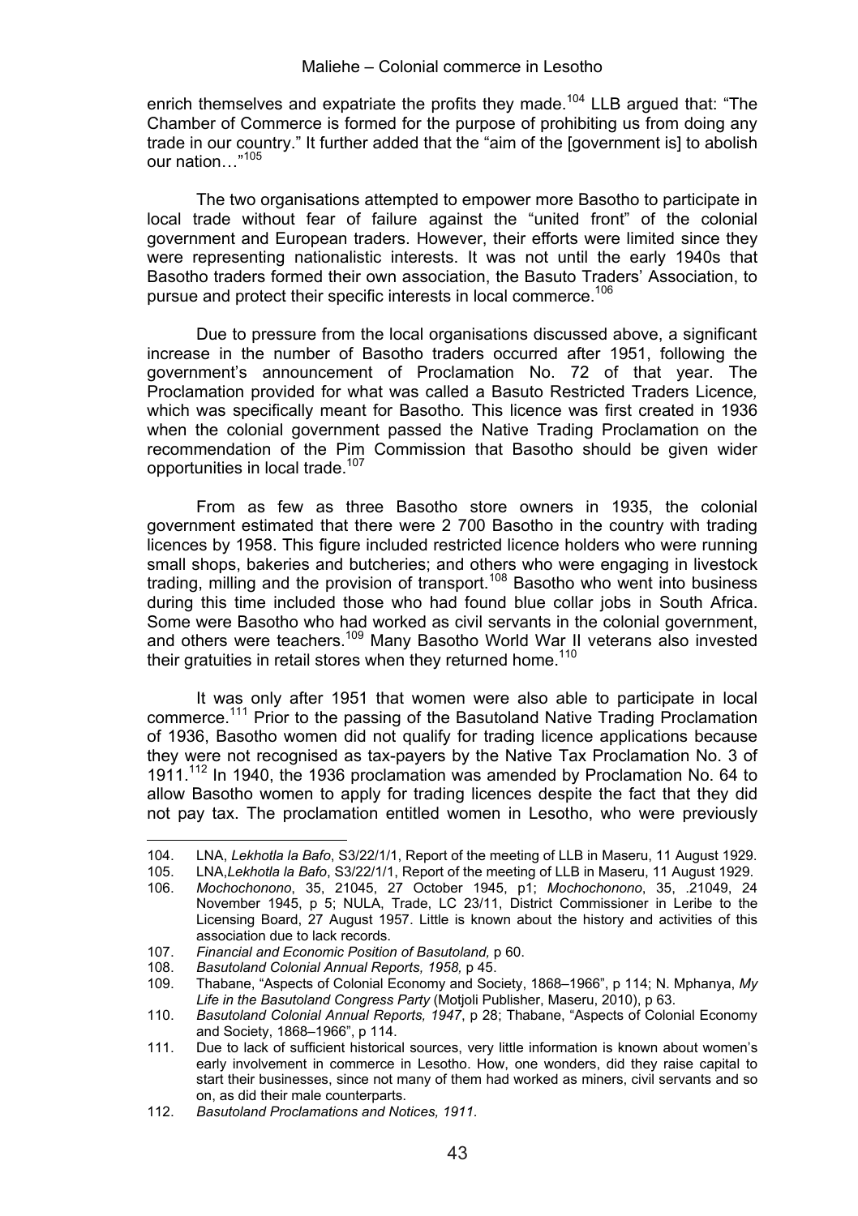enrich themselves and expatriate the profits they made.[104] LLB argued that: "The Chamber of Commerce is formed for the purpose of prohibiting us from doing any trade in our country." It further added that the "aim of the [government is] to abolish our nation…"[105]

The two organisations attempted to empower more Basotho to participate in local trade without fear of failure against the "united front" of the colonial government and European traders. However, their efforts were limited since they were representing nationalistic interests. It was not until the early 1940s that Basotho traders formed their own association, the Basuto Traders' Association, to pursue and protect their specific interests in local commerce.[106]

Due to pressure from the local organisations discussed above, a significant increase in the number of Basotho traders occurred after 1951, following the government's announcement of Proclamation No. 72 of that year. The Proclamation provided for what was called a Basuto Restricted Traders Licence*,* which was specifically meant for Basotho*.* This licence was first created in 1936 when the colonial government passed the Native Trading Proclamation on the recommendation of the Pim Commission that Basotho should be given wider opportunities in local trade.[107]

From as few as three Basotho store owners in 1935, the colonial government estimated that there were 2 700 Basotho in the country with trading licences by 1958. This figure included restricted licence holders who were running small shops, bakeries and butcheries; and others who were engaging in livestock trading, milling and the provision of transport.[108] Basotho who went into business during this time included those who had found blue collar jobs in South Africa. Some were Basotho who had worked as civil servants in the colonial government, and others were teachers.[109] Many Basotho World War II veterans also invested their gratuities in retail stores when they returned home.[110]

It was only after 1951 that women were also able to participate in local commerce.[111] Prior to the passing of the Basutoland Native Trading Proclamation of 1936, Basotho women did not qualify for trading licence applications because they were not recognised as tax-payers by the Native Tax Proclamation No. 3 of 1911.[112] In 1940, the 1936 proclamation was amended by Proclamation No. 64 to allow Basotho women to apply for trading licences despite the fact that they did not pay tax. The proclamation entitled women in Lesotho, who were previously

---

104. LNA, *Lekhotla la Bafo*, S3/22/1/1, Report of the meeting of LLB in Maseru, 11 August 1929.
105. LNA,*Lekhotla la Bafo*, S3/22/1/1, Report of the meeting of LLB in Maseru, 11 August 1929.
106. *Mochochonono*, 35, 21045, 27 October 1945, p1; *Mochochonono*, 35, .21049, 24 November 1945, p 5; NULA, Trade, LC 23/11, District Commissioner in Leribe to the Licensing Board, 27 August 1957. Little is known about the history and activities of this association due to lack records.
107. *Financial and Economic Position of Basutoland,* p 60.
108. *Basutoland Colonial Annual Reports, 1958,* p 45.
109. Thabane, "Aspects of Colonial Economy and Society, 1868–1966", p 114; N. Mphanya, *My Life in the Basutoland Congress Party* (Motjoli Publisher, Maseru, 2010), p 63.
110. *Basutoland Colonial Annual Reports, 1947*, p 28; Thabane, "Aspects of Colonial Economy and Society, 1868–1966", p 114.
111. Due to lack of sufficient historical sources, very little information is known about women's early involvement in commerce in Lesotho. How, one wonders, did they raise capital to start their businesses, since not many of them had worked as miners, civil servants and so on, as did their male counterparts.
112. *Basutoland Proclamations and Notices, 1911.*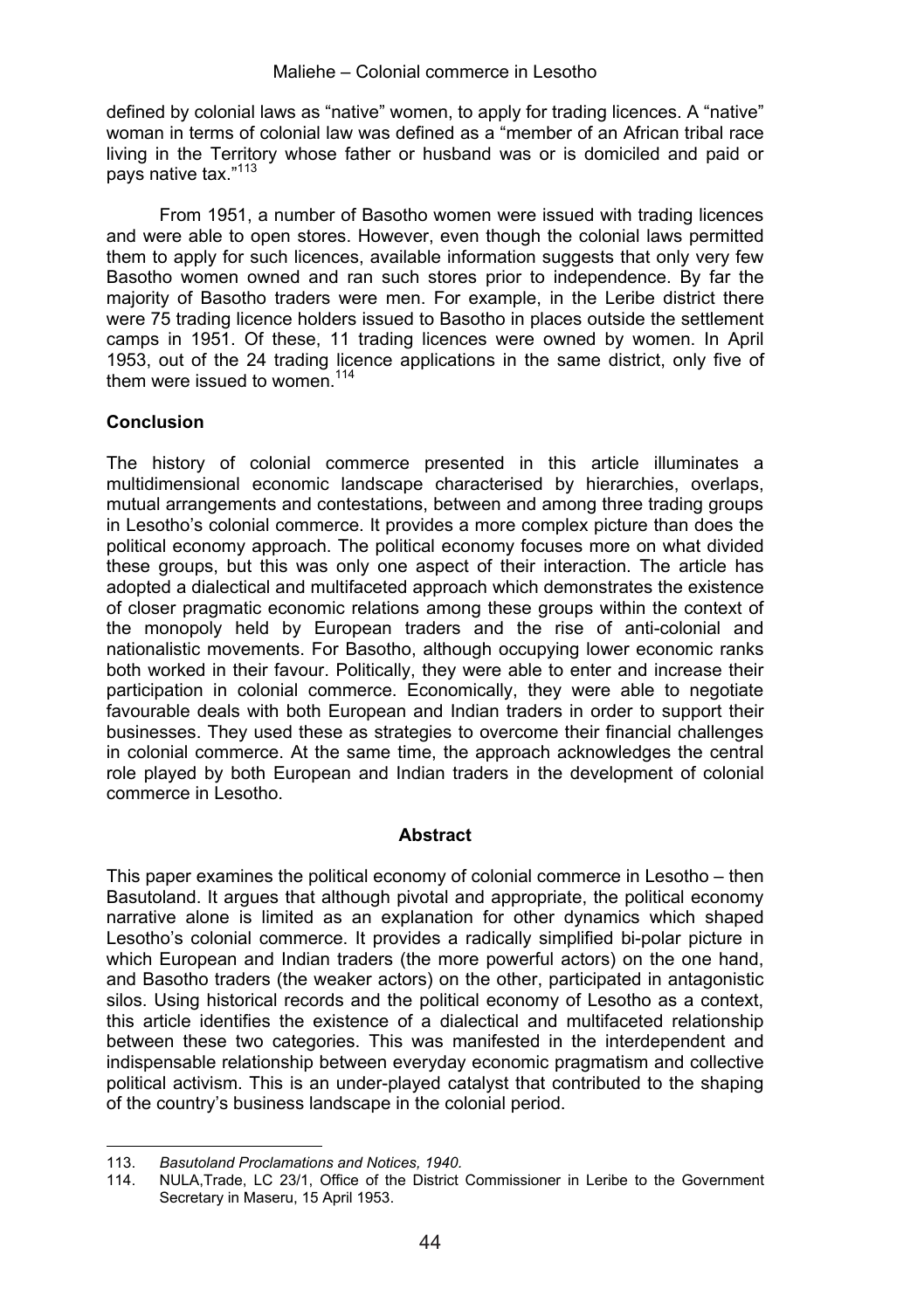defined by colonial laws as "native" women, to apply for trading licences. A "native" woman in terms of colonial law was defined as a "member of an African tribal race living in the Territory whose father or husband was or is domiciled and paid or pays native tax."[113]

From 1951, a number of Basotho women were issued with trading licences and were able to open stores. However, even though the colonial laws permitted them to apply for such licences, available information suggests that only very few Basotho women owned and ran such stores prior to independence. By far the majority of Basotho traders were men. For example, in the Leribe district there were 75 trading licence holders issued to Basotho in places outside the settlement camps in 1951. Of these, 11 trading licences were owned by women. In April 1953, out of the 24 trading licence applications in the same district, only five of them were issued to women.[114]

## Conclusion

The history of colonial commerce presented in this article illuminates a multidimensional economic landscape characterised by hierarchies, overlaps, mutual arrangements and contestations, between and among three trading groups in Lesotho's colonial commerce. It provides a more complex picture than does the political economy approach. The political economy focuses more on what divided these groups, but this was only one aspect of their interaction. The article has adopted a dialectical and multifaceted approach which demonstrates the existence of closer pragmatic economic relations among these groups within the context of the monopoly held by European traders and the rise of anti-colonial and nationalistic movements. For Basotho, although occupying lower economic ranks both worked in their favour. Politically, they were able to enter and increase their participation in colonial commerce. Economically, they were able to negotiate favourable deals with both European and Indian traders in order to support their businesses. They used these as strategies to overcome their financial challenges in colonial commerce. At the same time, the approach acknowledges the central role played by both European and Indian traders in the development of colonial commerce in Lesotho.

## Abstract

This paper examines the political economy of colonial commerce in Lesotho – then Basutoland. It argues that although pivotal and appropriate, the political economy narrative alone is limited as an explanation for other dynamics which shaped Lesotho's colonial commerce. It provides a radically simplified bi-polar picture in which European and Indian traders (the more powerful actors) on the one hand, and Basotho traders (the weaker actors) on the other, participated in antagonistic silos. Using historical records and the political economy of Lesotho as a context, this article identifies the existence of a dialectical and multifaceted relationship between these two categories. This was manifested in the interdependent and indispensable relationship between everyday economic pragmatism and collective political activism. This is an under-played catalyst that contributed to the shaping of the country's business landscape in the colonial period.

---

113. *Basutoland Proclamations and Notices, 1940.*

114. NULA,Trade, LC 23/1, Office of the District Commissioner in Leribe to the Government Secretary in Maseru, 15 April 1953.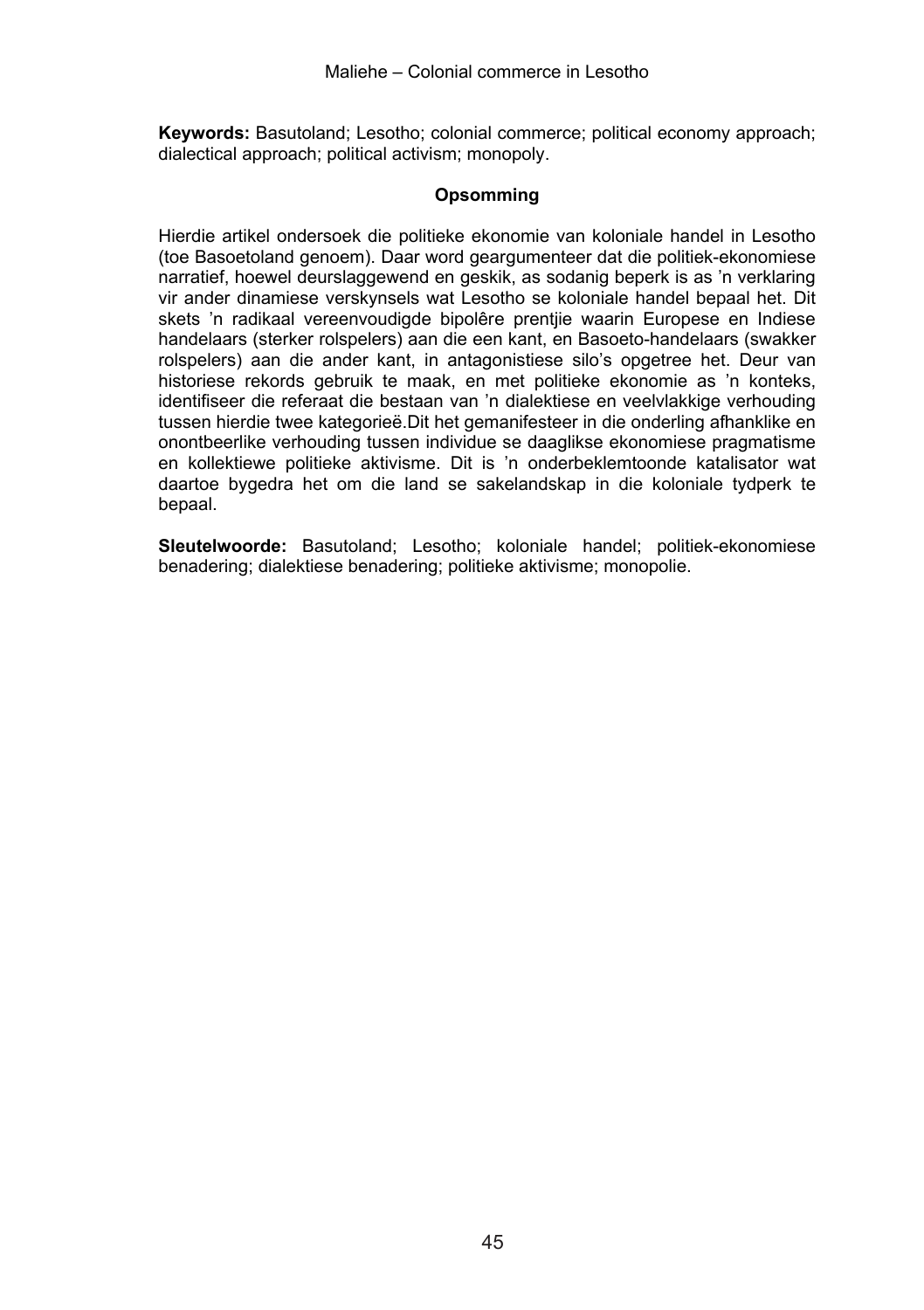**Keywords:** Basutoland; Lesotho; colonial commerce; political economy approach; dialectical approach; political activism; monopoly.

## Opsomming

Hierdie artikel ondersoek die politieke ekonomie van koloniale handel in Lesotho (toe Basoetoland genoem). Daar word geargumenteer dat die politiek-ekonomiese narratief, hoewel deurslaggewend en geskik, as sodanig beperk is as 'n verklaring vir ander dinamiese verskynsels wat Lesotho se koloniale handel bepaal het. Dit skets 'n radikaal vereenvoudigde bipolêre prentjie waarin Europese en Indiese handelaars (sterker rolspelers) aan die een kant, en Basoeto-handelaars (swakker rolspelers) aan die ander kant, in antagonistiese silo's opgetree het. Deur van historiese rekords gebruik te maak, en met politieke ekonomie as 'n konteks, identifiseer die referaat die bestaan van 'n dialektiese en veelvlakkige verhouding tussen hierdie twee kategorieë.Dit het gemanifesteer in die onderling afhanklike en onontbeerlike verhouding tussen individue se daaglikse ekonomiese pragmatisme en kollektiewe politieke aktivisme. Dit is 'n onderbeklemtoonde katalisator wat daartoe bygedra het om die land se sakelandskap in die koloniale tydperk te bepaal.

**Sleutelwoorde:** Basutoland; Lesotho; koloniale handel; politiek-ekonomiese benadering; dialektiese benadering; politieke aktivisme; monopolie.